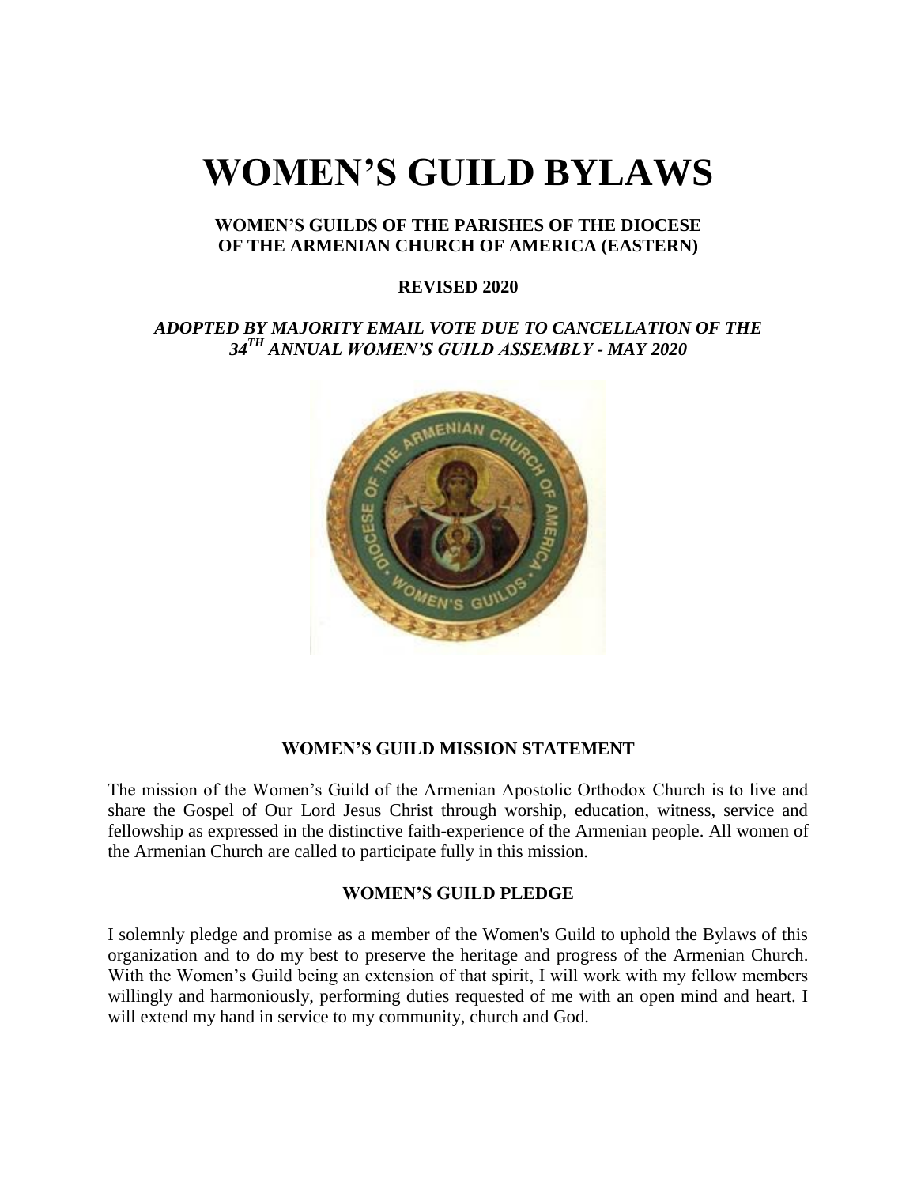# WOMEN'S GUILD BYLAWS

**WOMEN'S GUILDS OF THE PARISHES OF THE DIOCESE OF THE ARMENIAN CHURCH OF AMERICA (EASTERN)**

**REVISED 2020**

***ADOPTED BY MAJORITY EMAIL VOTE DUE TO CANCELLATION OF THE 34TH ANNUAL WOMEN'S GUILD ASSEMBLY - MAY 2020***

## WOMEN'S GUILD MISSION STATEMENT

The mission of the Women's Guild of the Armenian Apostolic Orthodox Church is to live and share the Gospel of Our Lord Jesus Christ through worship, education, witness, service and fellowship as expressed in the distinctive faith-experience of the Armenian people. All women of the Armenian Church are called to participate fully in this mission.

## WOMEN'S GUILD PLEDGE

I solemnly pledge and promise as a member of the Women's Guild to uphold the Bylaws of this organization and to do my best to preserve the heritage and progress of the Armenian Church. With the Women's Guild being an extension of that spirit, I will work with my fellow members willingly and harmoniously, performing duties requested of me with an open mind and heart. I will extend my hand in service to my community, church and God.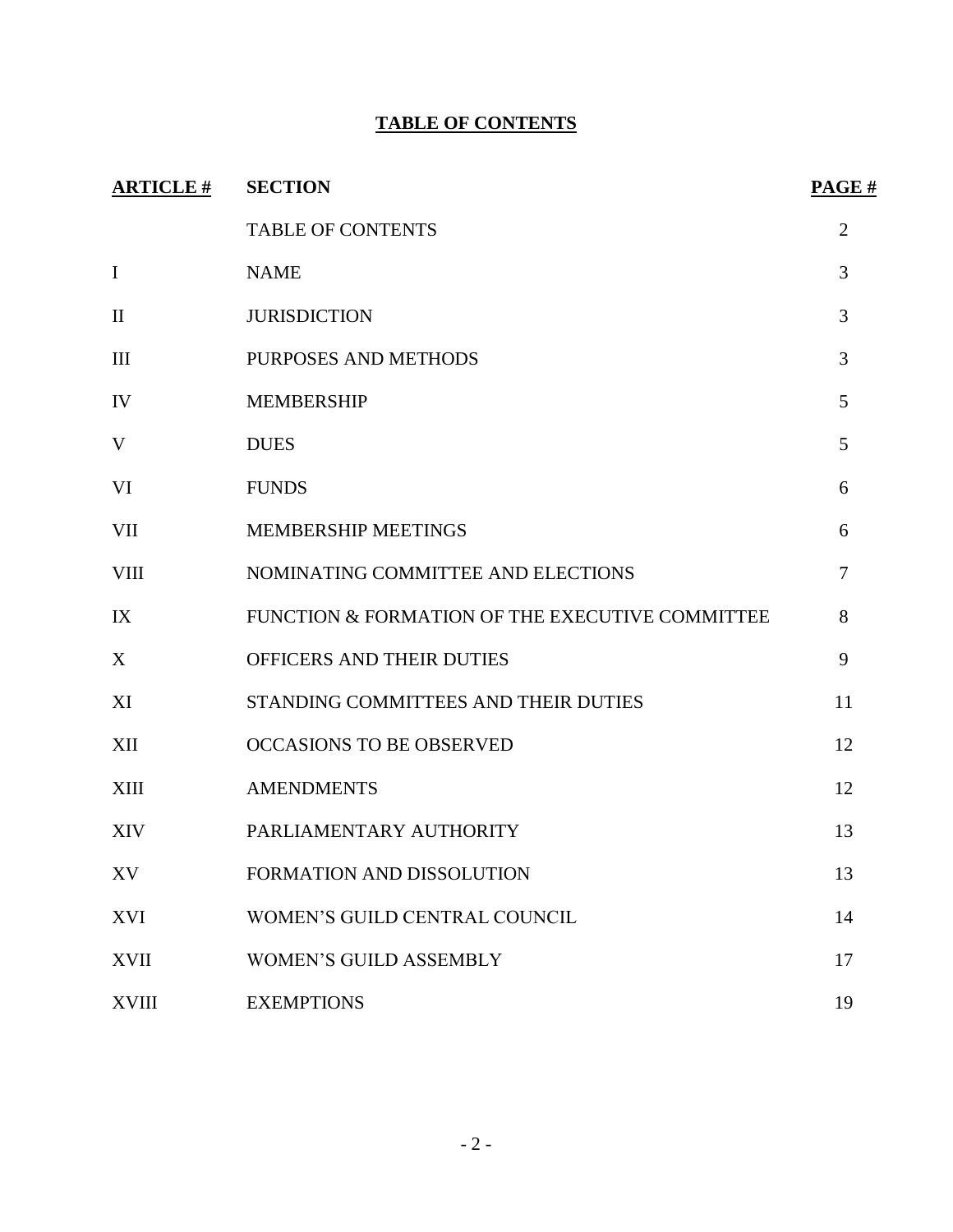# TABLE OF CONTENTS

| ARTICLE # | SECTION | PAGE # |
|---|---|---|
| | TABLE OF CONTENTS | 2 |
| I | NAME | 3 |
| II | JURISDICTION | 3 |
| III | PURPOSES AND METHODS | 3 |
| IV | MEMBERSHIP | 5 |
| V | DUES | 5 |
| VI | FUNDS | 6 |
| VII | MEMBERSHIP MEETINGS | 6 |
| VIII | NOMINATING COMMITTEE AND ELECTIONS | 7 |
| IX | FUNCTION & FORMATION OF THE EXECUTIVE COMMITTEE | 8 |
| X | OFFICERS AND THEIR DUTIES | 9 |
| XI | STANDING COMMITTEES AND THEIR DUTIES | 11 |
| XII | OCCASIONS TO BE OBSERVED | 12 |
| XIII | AMENDMENTS | 12 |
| XIV | PARLIAMENTARY AUTHORITY | 13 |
| XV | FORMATION AND DISSOLUTION | 13 |
| XVI | WOMEN'S GUILD CENTRAL COUNCIL | 14 |
| XVII | WOMEN'S GUILD ASSEMBLY | 17 |
| XVIII | EXEMPTIONS | 19 |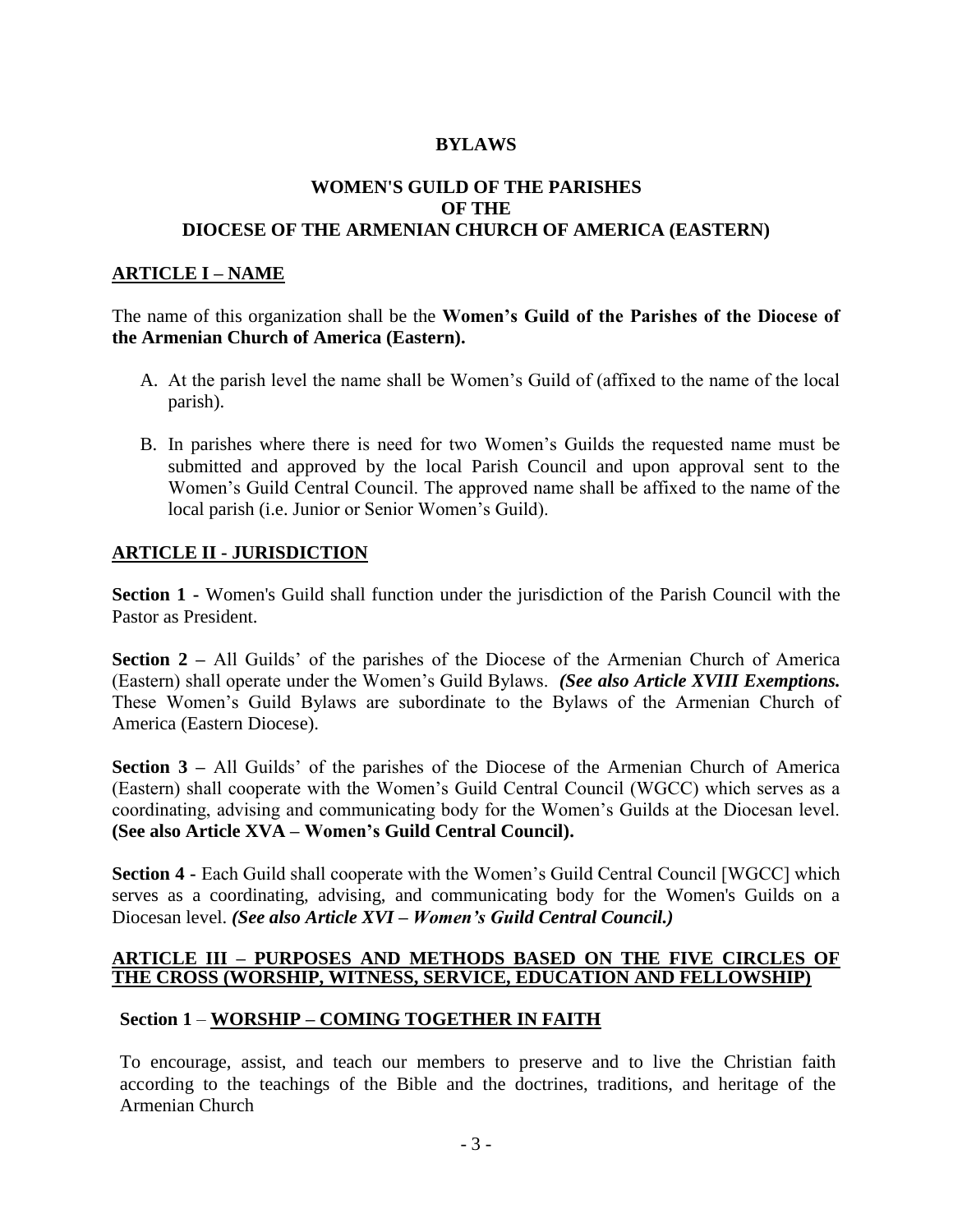# BYLAWS

## WOMEN'S GUILD OF THE PARISHES OF THE DIOCESE OF THE ARMENIAN CHURCH OF AMERICA (EASTERN)

## ARTICLE I – NAME

The name of this organization shall be the **Women's Guild of the Parishes of the Diocese of the Armenian Church of America (Eastern).**

A. At the parish level the name shall be Women's Guild of (affixed to the name of the local parish).

B. In parishes where there is need for two Women's Guilds the requested name must be submitted and approved by the local Parish Council and upon approval sent to the Women's Guild Central Council. The approved name shall be affixed to the name of the local parish (i.e. Junior or Senior Women's Guild).

## ARTICLE II - JURISDICTION

**Section 1 -** Women's Guild shall function under the jurisdiction of the Parish Council with the Pastor as President.

**Section 2 –** All Guilds' of the parishes of the Diocese of the Armenian Church of America (Eastern) shall operate under the Women's Guild Bylaws. ***(See also Article XVIII Exemptions.*** These Women's Guild Bylaws are subordinate to the Bylaws of the Armenian Church of America (Eastern Diocese).

**Section 3 –** All Guilds' of the parishes of the Diocese of the Armenian Church of America (Eastern) shall cooperate with the Women's Guild Central Council (WGCC) which serves as a coordinating, advising and communicating body for the Women's Guilds at the Diocesan level. **(See also Article XVA – Women's Guild Central Council).**

**Section 4 -** Each Guild shall cooperate with the Women's Guild Central Council [WGCC] which serves as a coordinating, advising, and communicating body for the Women's Guilds on a Diocesan level. ***(See also Article XVI – Women's Guild Central Council.)***

## ARTICLE III – PURPOSES AND METHODS BASED ON THE FIVE CIRCLES OF THE CROSS (WORSHIP, WITNESS, SERVICE, EDUCATION AND FELLOWSHIP)

### Section 1 – WORSHIP – COMING TOGETHER IN FAITH

To encourage, assist, and teach our members to preserve and to live the Christian faith according to the teachings of the Bible and the doctrines, traditions, and heritage of the Armenian Church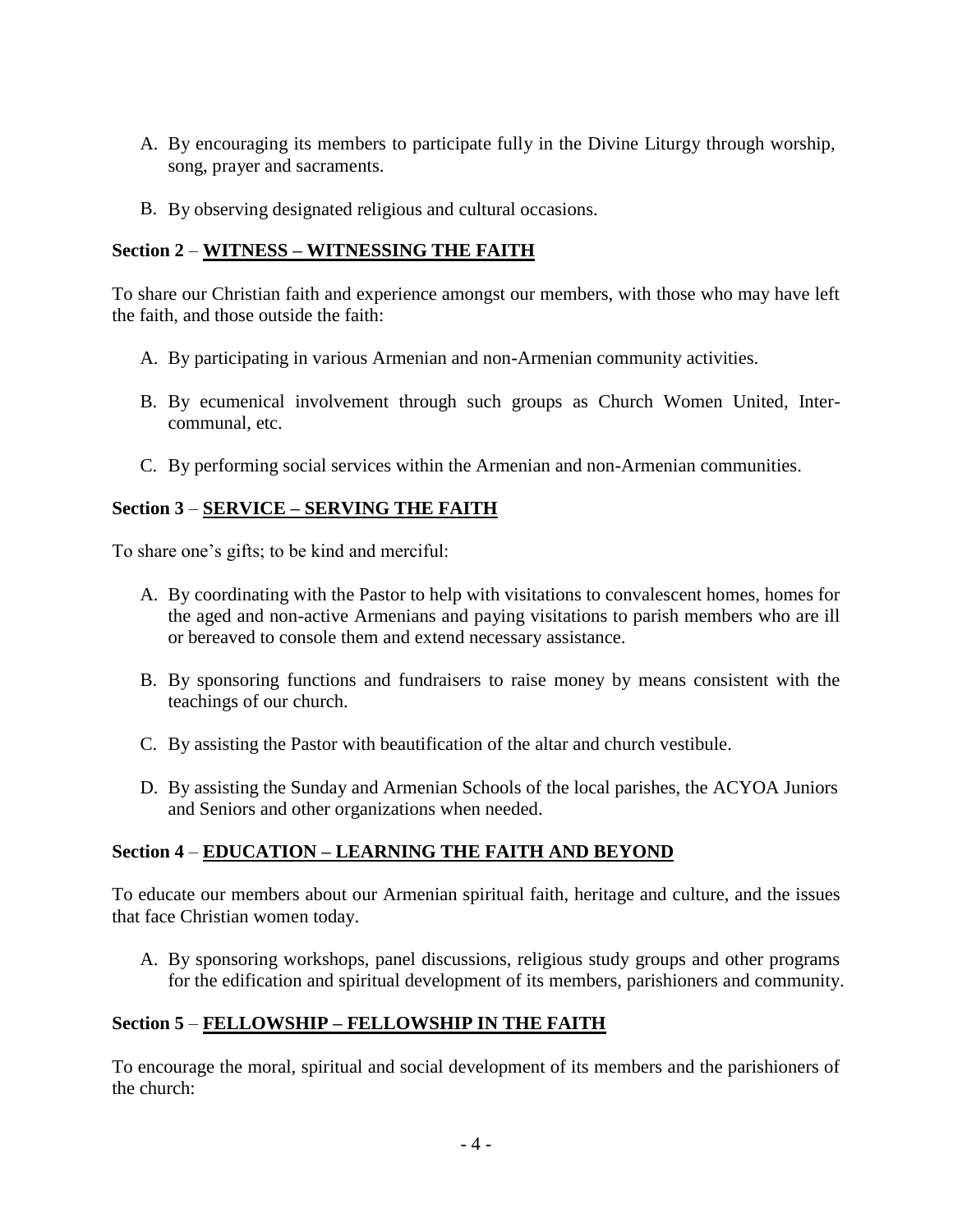A. By encouraging its members to participate fully in the Divine Liturgy through worship, song, prayer and sacraments.

B. By observing designated religious and cultural occasions.

**Section 2** – **<u>WITNESS – WITNESSING THE FAITH</u>**

To share our Christian faith and experience amongst our members, with those who may have left the faith, and those outside the faith:

A. By participating in various Armenian and non-Armenian community activities.

B. By ecumenical involvement through such groups as Church Women United, Inter-communal, etc.

C. By performing social services within the Armenian and non-Armenian communities.

**Section 3** – **<u>SERVICE – SERVING THE FAITH</u>**

To share one's gifts; to be kind and merciful:

A. By coordinating with the Pastor to help with visitations to convalescent homes, homes for the aged and non-active Armenians and paying visitations to parish members who are ill or bereaved to console them and extend necessary assistance.

B. By sponsoring functions and fundraisers to raise money by means consistent with the teachings of our church.

C. By assisting the Pastor with beautification of the altar and church vestibule.

D. By assisting the Sunday and Armenian Schools of the local parishes, the ACYOA Juniors and Seniors and other organizations when needed.

**Section 4** – **<u>EDUCATION – LEARNING THE FAITH AND BEYOND</u>**

To educate our members about our Armenian spiritual faith, heritage and culture, and the issues that face Christian women today.

A. By sponsoring workshops, panel discussions, religious study groups and other programs for the edification and spiritual development of its members, parishioners and community.

**Section 5** – **<u>FELLOWSHIP – FELLOWSHIP IN THE FAITH</u>**

To encourage the moral, spiritual and social development of its members and the parishioners of the church: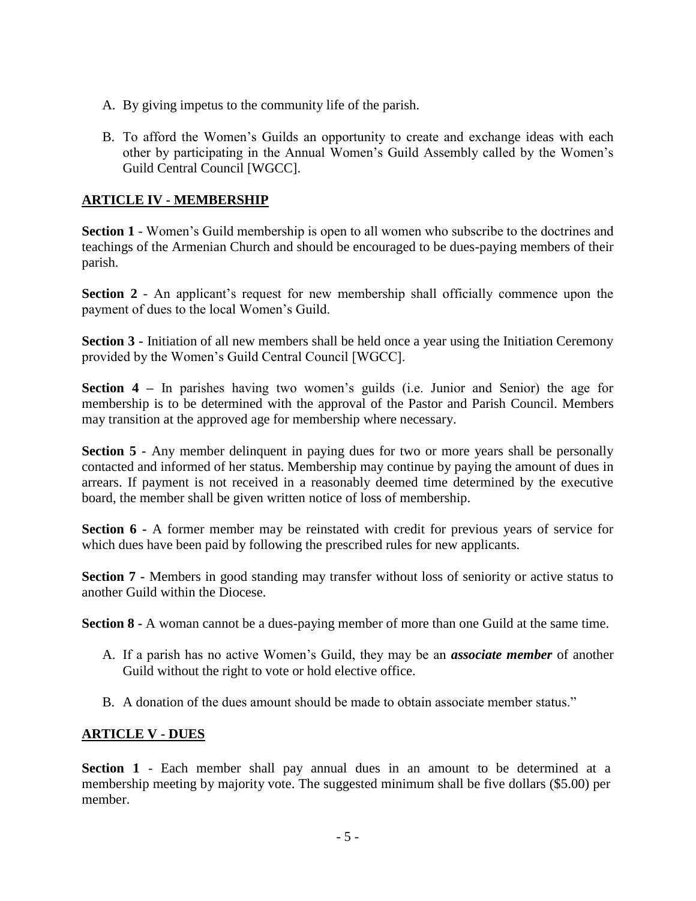A. By giving impetus to the community life of the parish.

B. To afford the Women's Guilds an opportunity to create and exchange ideas with each other by participating in the Annual Women's Guild Assembly called by the Women's Guild Central Council [WGCC].

## ARTICLE IV - MEMBERSHIP

**Section 1** - Women's Guild membership is open to all women who subscribe to the doctrines and teachings of the Armenian Church and should be encouraged to be dues-paying members of their parish.

**Section 2** - An applicant's request for new membership shall officially commence upon the payment of dues to the local Women's Guild.

**Section 3 -** Initiation of all new members shall be held once a year using the Initiation Ceremony provided by the Women's Guild Central Council [WGCC].

**Section 4 –** In parishes having two women's guilds (i.e. Junior and Senior) the age for membership is to be determined with the approval of the Pastor and Parish Council. Members may transition at the approved age for membership where necessary.

**Section 5 -** Any member delinquent in paying dues for two or more years shall be personally contacted and informed of her status. Membership may continue by paying the amount of dues in arrears. If payment is not received in a reasonably deemed time determined by the executive board, the member shall be given written notice of loss of membership.

**Section 6 -** A former member may be reinstated with credit for previous years of service for which dues have been paid by following the prescribed rules for new applicants.

**Section 7 -** Members in good standing may transfer without loss of seniority or active status to another Guild within the Diocese.

**Section 8 -** A woman cannot be a dues-paying member of more than one Guild at the same time.

A. If a parish has no active Women's Guild, they may be an ***associate member*** of another Guild without the right to vote or hold elective office.

B. A donation of the dues amount should be made to obtain associate member status."

## ARTICLE V - DUES

**Section 1** - Each member shall pay annual dues in an amount to be determined at a membership meeting by majority vote. The suggested minimum shall be five dollars ($5.00) per member.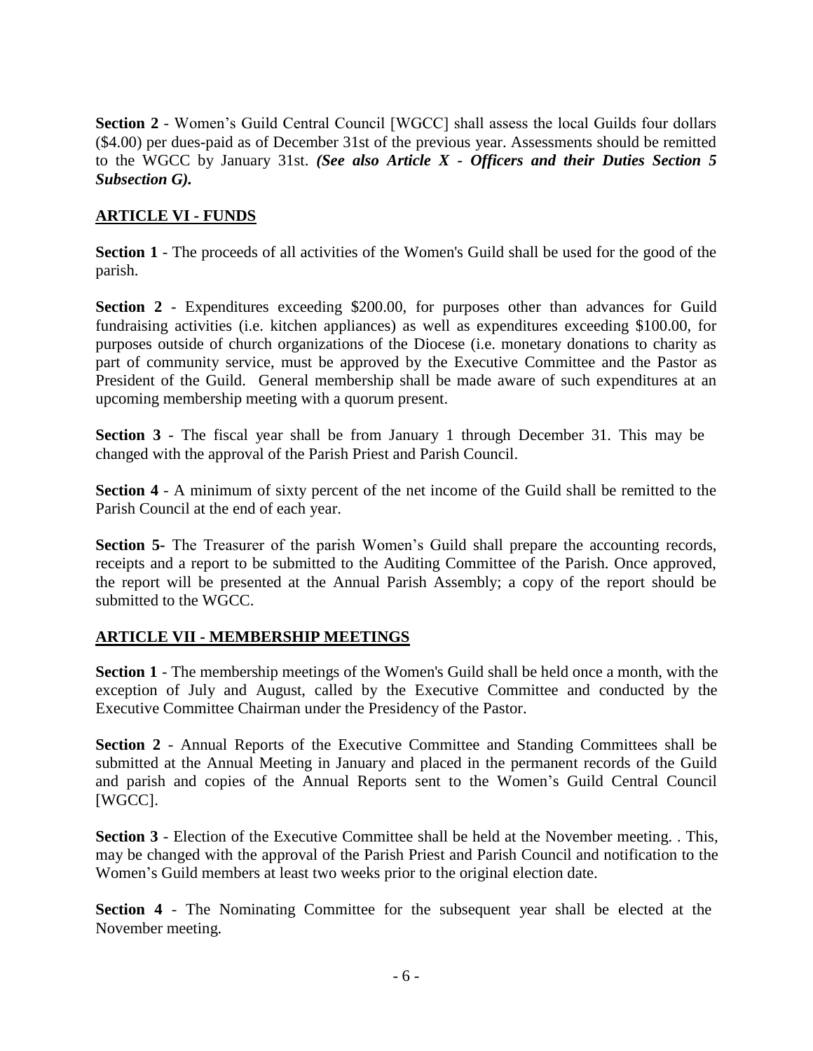**Section 2** - Women's Guild Central Council [WGCC] shall assess the local Guilds four dollars ($4.00) per dues-paid as of December 31st of the previous year. Assessments should be remitted to the WGCC by January 31st. ***(See also Article X - Officers and their Duties Section 5 Subsection G).***

## ARTICLE VI - FUNDS

**Section 1** - The proceeds of all activities of the Women's Guild shall be used for the good of the parish.

**Section 2** - Expenditures exceeding $200.00, for purposes other than advances for Guild fundraising activities (i.e. kitchen appliances) as well as expenditures exceeding $100.00, for purposes outside of church organizations of the Diocese (i.e. monetary donations to charity as part of community service, must be approved by the Executive Committee and the Pastor as President of the Guild. General membership shall be made aware of such expenditures at an upcoming membership meeting with a quorum present.

**Section 3** - The fiscal year shall be from January 1 through December 31. This may be changed with the approval of the Parish Priest and Parish Council.

**Section 4** - A minimum of sixty percent of the net income of the Guild shall be remitted to the Parish Council at the end of each year.

**Section 5**- The Treasurer of the parish Women's Guild shall prepare the accounting records, receipts and a report to be submitted to the Auditing Committee of the Parish. Once approved, the report will be presented at the Annual Parish Assembly; a copy of the report should be submitted to the WGCC.

## ARTICLE VII - MEMBERSHIP MEETINGS

**Section 1** - The membership meetings of the Women's Guild shall be held once a month, with the exception of July and August, called by the Executive Committee and conducted by the Executive Committee Chairman under the Presidency of the Pastor.

**Section 2** - Annual Reports of the Executive Committee and Standing Committees shall be submitted at the Annual Meeting in January and placed in the permanent records of the Guild and parish and copies of the Annual Reports sent to the Women's Guild Central Council [WGCC].

**Section 3** - Election of the Executive Committee shall be held at the November meeting. . This, may be changed with the approval of the Parish Priest and Parish Council and notification to the Women's Guild members at least two weeks prior to the original election date.

**Section 4** - The Nominating Committee for the subsequent year shall be elected at the November meeting.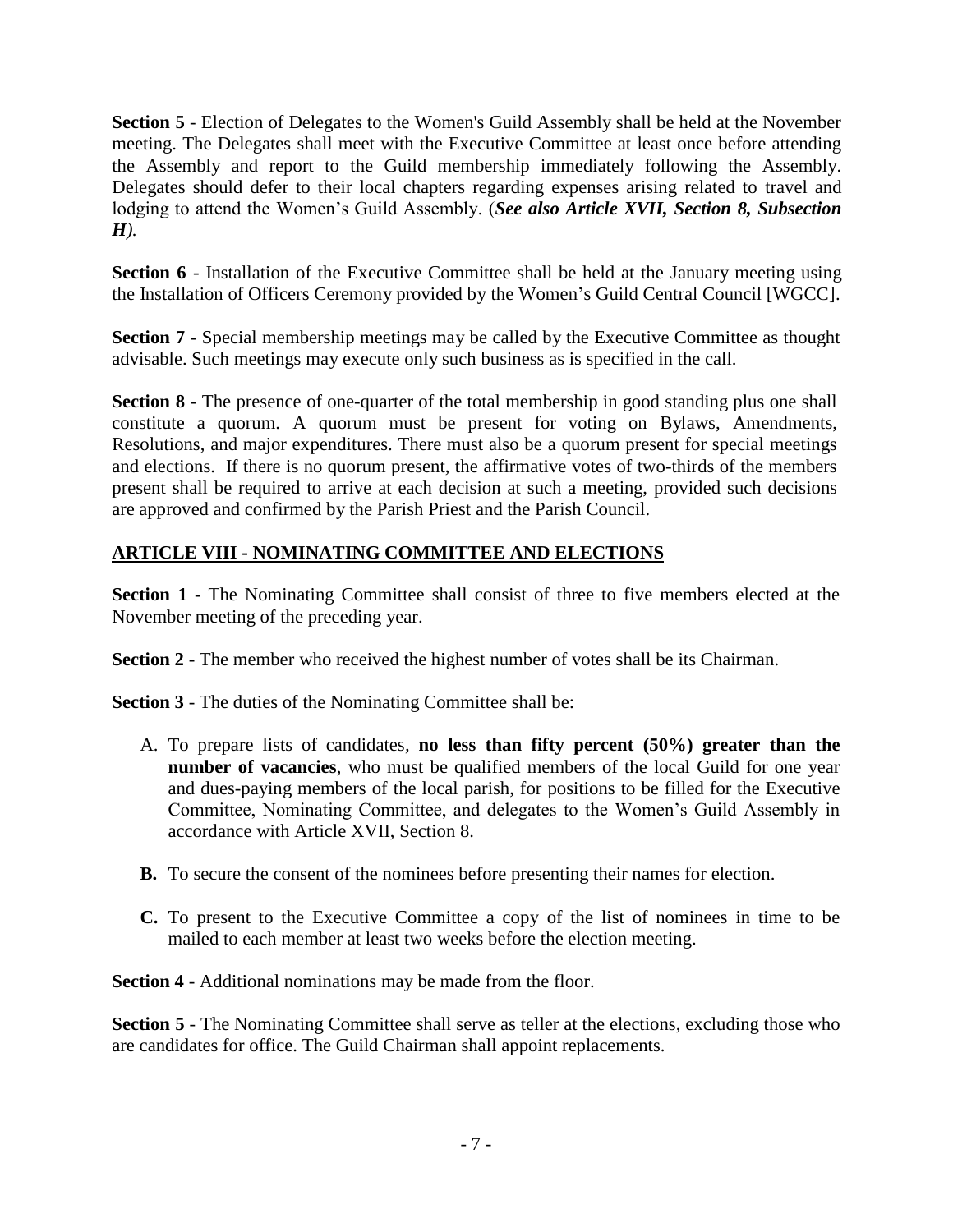**Section 5** - Election of Delegates to the Women's Guild Assembly shall be held at the November meeting. The Delegates shall meet with the Executive Committee at least once before attending the Assembly and report to the Guild membership immediately following the Assembly. Delegates should defer to their local chapters regarding expenses arising related to travel and lodging to attend the Women's Guild Assembly. (***See also Article XVII, Section 8, Subsection H****)*.

**Section 6** - Installation of the Executive Committee shall be held at the January meeting using the Installation of Officers Ceremony provided by the Women's Guild Central Council [WGCC].

**Section 7** - Special membership meetings may be called by the Executive Committee as thought advisable. Such meetings may execute only such business as is specified in the call.

**Section 8** - The presence of one-quarter of the total membership in good standing plus one shall constitute a quorum. A quorum must be present for voting on Bylaws, Amendments, Resolutions, and major expenditures. There must also be a quorum present for special meetings and elections. If there is no quorum present, the affirmative votes of two-thirds of the members present shall be required to arrive at each decision at such a meeting, provided such decisions are approved and confirmed by the Parish Priest and the Parish Council.

## ARTICLE VIII - NOMINATING COMMITTEE AND ELECTIONS

**Section 1** - The Nominating Committee shall consist of three to five members elected at the November meeting of the preceding year.

**Section 2** - The member who received the highest number of votes shall be its Chairman.

**Section 3** - The duties of the Nominating Committee shall be:

A. To prepare lists of candidates, **no less than fifty percent (50%) greater than the number of vacancies**, who must be qualified members of the local Guild for one year and dues-paying members of the local parish, for positions to be filled for the Executive Committee, Nominating Committee, and delegates to the Women's Guild Assembly in accordance with Article XVII, Section 8.

**B.** To secure the consent of the nominees before presenting their names for election.

**C.** To present to the Executive Committee a copy of the list of nominees in time to be mailed to each member at least two weeks before the election meeting.

**Section 4** - Additional nominations may be made from the floor.

**Section 5** - The Nominating Committee shall serve as teller at the elections, excluding those who are candidates for office. The Guild Chairman shall appoint replacements.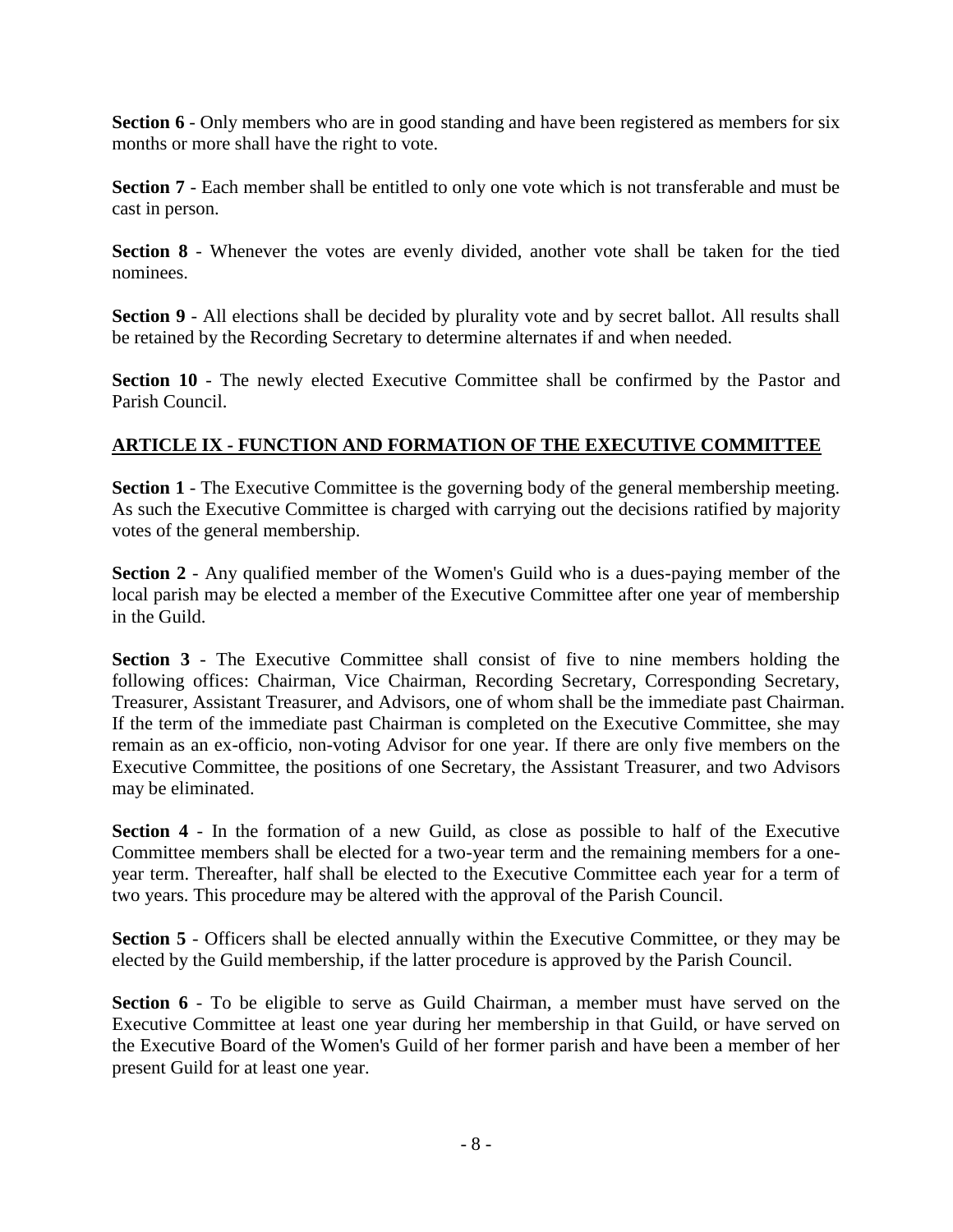**Section 6** - Only members who are in good standing and have been registered as members for six months or more shall have the right to vote.

**Section 7** - Each member shall be entitled to only one vote which is not transferable and must be cast in person.

**Section 8** - Whenever the votes are evenly divided, another vote shall be taken for the tied nominees.

**Section 9** - All elections shall be decided by plurality vote and by secret ballot. All results shall be retained by the Recording Secretary to determine alternates if and when needed.

**Section 10** - The newly elected Executive Committee shall be confirmed by the Pastor and Parish Council.

## ARTICLE IX - FUNCTION AND FORMATION OF THE EXECUTIVE COMMITTEE

**Section 1** - The Executive Committee is the governing body of the general membership meeting. As such the Executive Committee is charged with carrying out the decisions ratified by majority votes of the general membership.

**Section 2** - Any qualified member of the Women's Guild who is a dues-paying member of the local parish may be elected a member of the Executive Committee after one year of membership in the Guild.

**Section 3** - The Executive Committee shall consist of five to nine members holding the following offices: Chairman, Vice Chairman, Recording Secretary, Corresponding Secretary, Treasurer, Assistant Treasurer, and Advisors, one of whom shall be the immediate past Chairman. If the term of the immediate past Chairman is completed on the Executive Committee, she may remain as an ex-officio, non-voting Advisor for one year. If there are only five members on the Executive Committee, the positions of one Secretary, the Assistant Treasurer, and two Advisors may be eliminated.

**Section 4** - In the formation of a new Guild, as close as possible to half of the Executive Committee members shall be elected for a two-year term and the remaining members for a one-year term. Thereafter, half shall be elected to the Executive Committee each year for a term of two years. This procedure may be altered with the approval of the Parish Council.

**Section 5** - Officers shall be elected annually within the Executive Committee, or they may be elected by the Guild membership, if the latter procedure is approved by the Parish Council.

**Section 6** - To be eligible to serve as Guild Chairman, a member must have served on the Executive Committee at least one year during her membership in that Guild, or have served on the Executive Board of the Women's Guild of her former parish and have been a member of her present Guild for at least one year.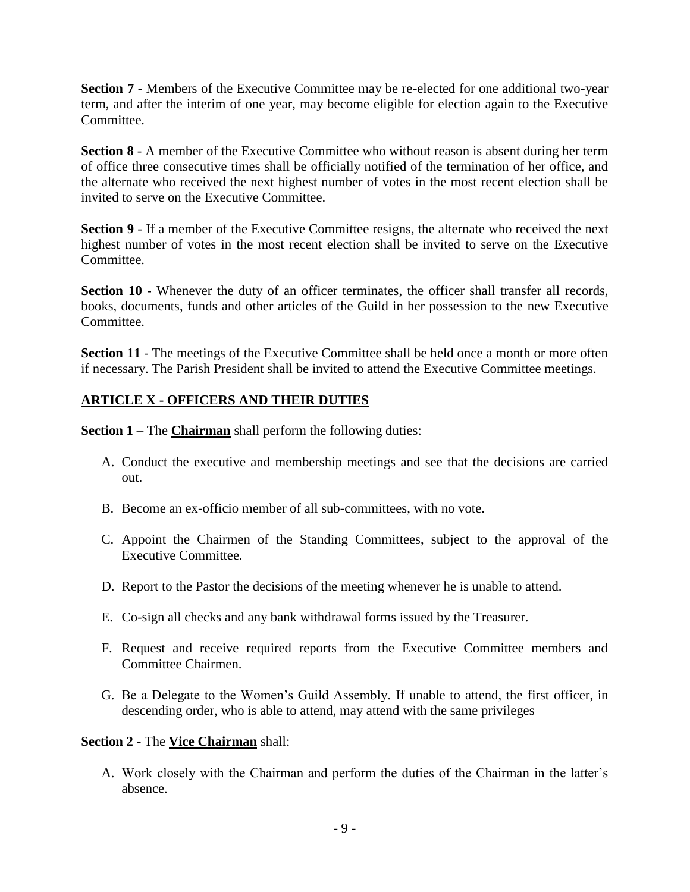**Section 7** - Members of the Executive Committee may be re-elected for one additional two-year term, and after the interim of one year, may become eligible for election again to the Executive Committee.

**Section 8** - A member of the Executive Committee who without reason is absent during her term of office three consecutive times shall be officially notified of the termination of her office, and the alternate who received the next highest number of votes in the most recent election shall be invited to serve on the Executive Committee.

**Section 9** - If a member of the Executive Committee resigns, the alternate who received the next highest number of votes in the most recent election shall be invited to serve on the Executive Committee.

**Section 10** - Whenever the duty of an officer terminates, the officer shall transfer all records, books, documents, funds and other articles of the Guild in her possession to the new Executive Committee.

**Section 11** - The meetings of the Executive Committee shall be held once a month or more often if necessary. The Parish President shall be invited to attend the Executive Committee meetings.

## ARTICLE X - OFFICERS AND THEIR DUTIES

**Section 1** – The **Chairman** shall perform the following duties:

A. Conduct the executive and membership meetings and see that the decisions are carried out.

B. Become an ex-officio member of all sub-committees, with no vote.

C. Appoint the Chairmen of the Standing Committees, subject to the approval of the Executive Committee.

D. Report to the Pastor the decisions of the meeting whenever he is unable to attend.

E. Co-sign all checks and any bank withdrawal forms issued by the Treasurer.

F. Request and receive required reports from the Executive Committee members and Committee Chairmen.

G. Be a Delegate to the Women's Guild Assembly. If unable to attend, the first officer, in descending order, who is able to attend, may attend with the same privileges

**Section 2** - The **Vice Chairman** shall:

A. Work closely with the Chairman and perform the duties of the Chairman in the latter's absence.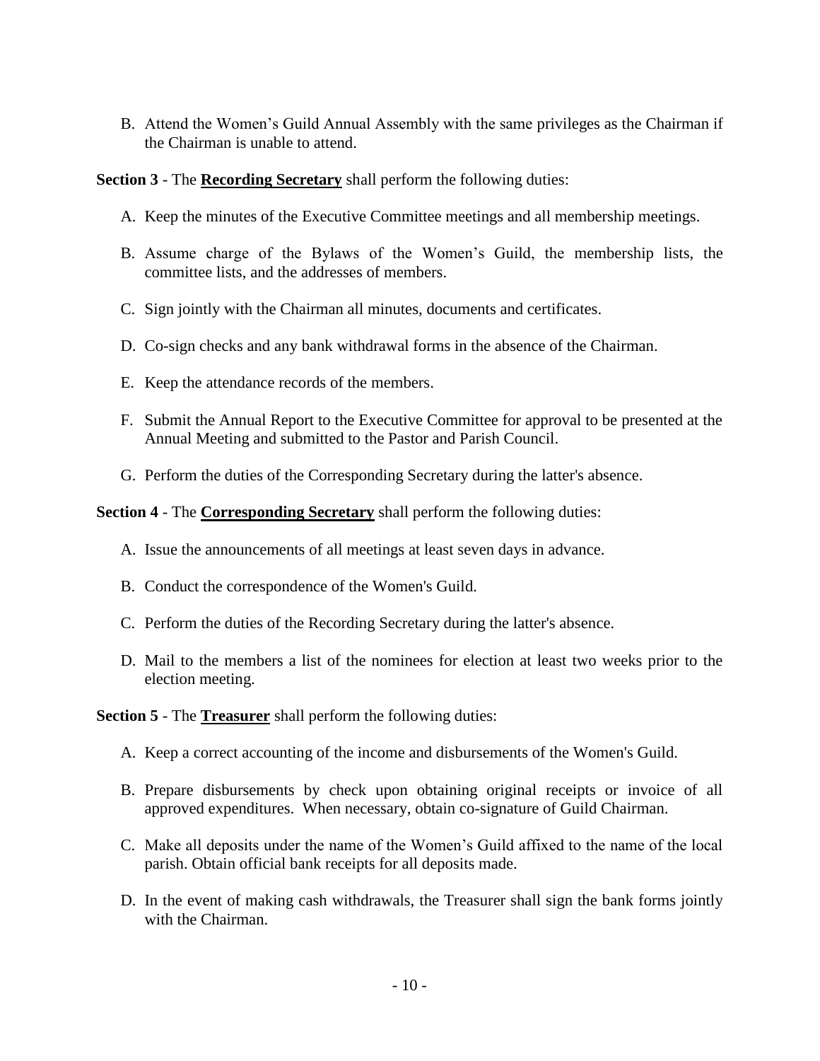B. Attend the Women's Guild Annual Assembly with the same privileges as the Chairman if the Chairman is unable to attend.

**Section 3** - The **Recording Secretary** shall perform the following duties:

A. Keep the minutes of the Executive Committee meetings and all membership meetings.

B. Assume charge of the Bylaws of the Women's Guild, the membership lists, the committee lists, and the addresses of members.

C. Sign jointly with the Chairman all minutes, documents and certificates.

D. Co-sign checks and any bank withdrawal forms in the absence of the Chairman.

E. Keep the attendance records of the members.

F. Submit the Annual Report to the Executive Committee for approval to be presented at the Annual Meeting and submitted to the Pastor and Parish Council.

G. Perform the duties of the Corresponding Secretary during the latter's absence.

**Section 4** - The **Corresponding Secretary** shall perform the following duties:

A. Issue the announcements of all meetings at least seven days in advance.

B. Conduct the correspondence of the Women's Guild.

C. Perform the duties of the Recording Secretary during the latter's absence.

D. Mail to the members a list of the nominees for election at least two weeks prior to the election meeting.

**Section 5** - The **Treasurer** shall perform the following duties:

A. Keep a correct accounting of the income and disbursements of the Women's Guild.

B. Prepare disbursements by check upon obtaining original receipts or invoice of all approved expenditures. When necessary, obtain co-signature of Guild Chairman.

C. Make all deposits under the name of the Women's Guild affixed to the name of the local parish. Obtain official bank receipts for all deposits made.

D. In the event of making cash withdrawals, the Treasurer shall sign the bank forms jointly with the Chairman.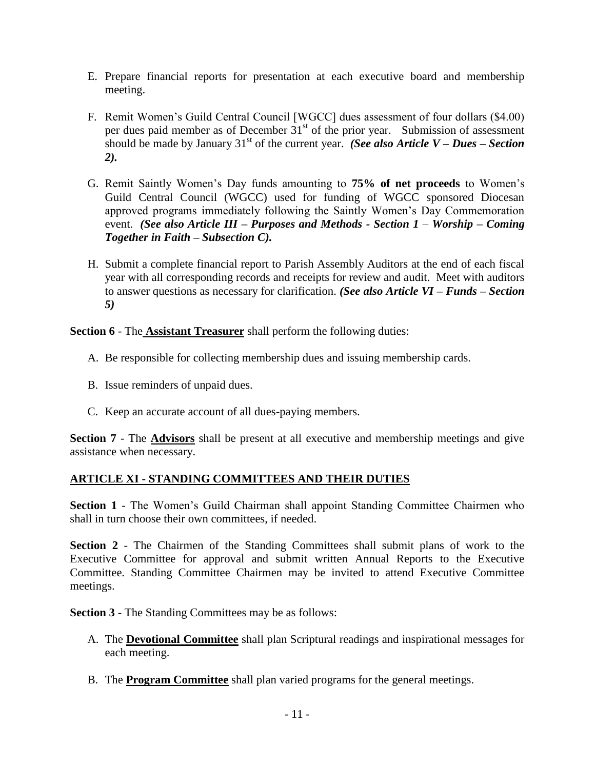E. Prepare financial reports for presentation at each executive board and membership meeting.

F. Remit Women's Guild Central Council [WGCC] dues assessment of four dollars ($4.00) per dues paid member as of December 31st of the prior year. Submission of assessment should be made by January 31st of the current year. ***(See also Article V – Dues – Section 2).***

G. Remit Saintly Women's Day funds amounting to **75% of net proceeds** to Women's Guild Central Council (WGCC) used for funding of WGCC sponsored Diocesan approved programs immediately following the Saintly Women's Day Commemoration event. ***(See also Article III – Purposes and Methods - Section 1 – Worship – Coming Together in Faith – Subsection C).***

H. Submit a complete financial report to Parish Assembly Auditors at the end of each fiscal year with all corresponding records and receipts for review and audit. Meet with auditors to answer questions as necessary for clarification. ***(See also Article VI – Funds – Section 5)***

**Section 6** - The **Assistant Treasurer** shall perform the following duties:

A. Be responsible for collecting membership dues and issuing membership cards.

B. Issue reminders of unpaid dues.

C. Keep an accurate account of all dues-paying members.

**Section 7** - The **Advisors** shall be present at all executive and membership meetings and give assistance when necessary.

## ARTICLE XI - STANDING COMMITTEES AND THEIR DUTIES

**Section 1** - The Women's Guild Chairman shall appoint Standing Committee Chairmen who shall in turn choose their own committees, if needed.

**Section 2** - The Chairmen of the Standing Committees shall submit plans of work to the Executive Committee for approval and submit written Annual Reports to the Executive Committee. Standing Committee Chairmen may be invited to attend Executive Committee meetings.

**Section 3** - The Standing Committees may be as follows:

A. The **Devotional Committee** shall plan Scriptural readings and inspirational messages for each meeting.

B. The **Program Committee** shall plan varied programs for the general meetings.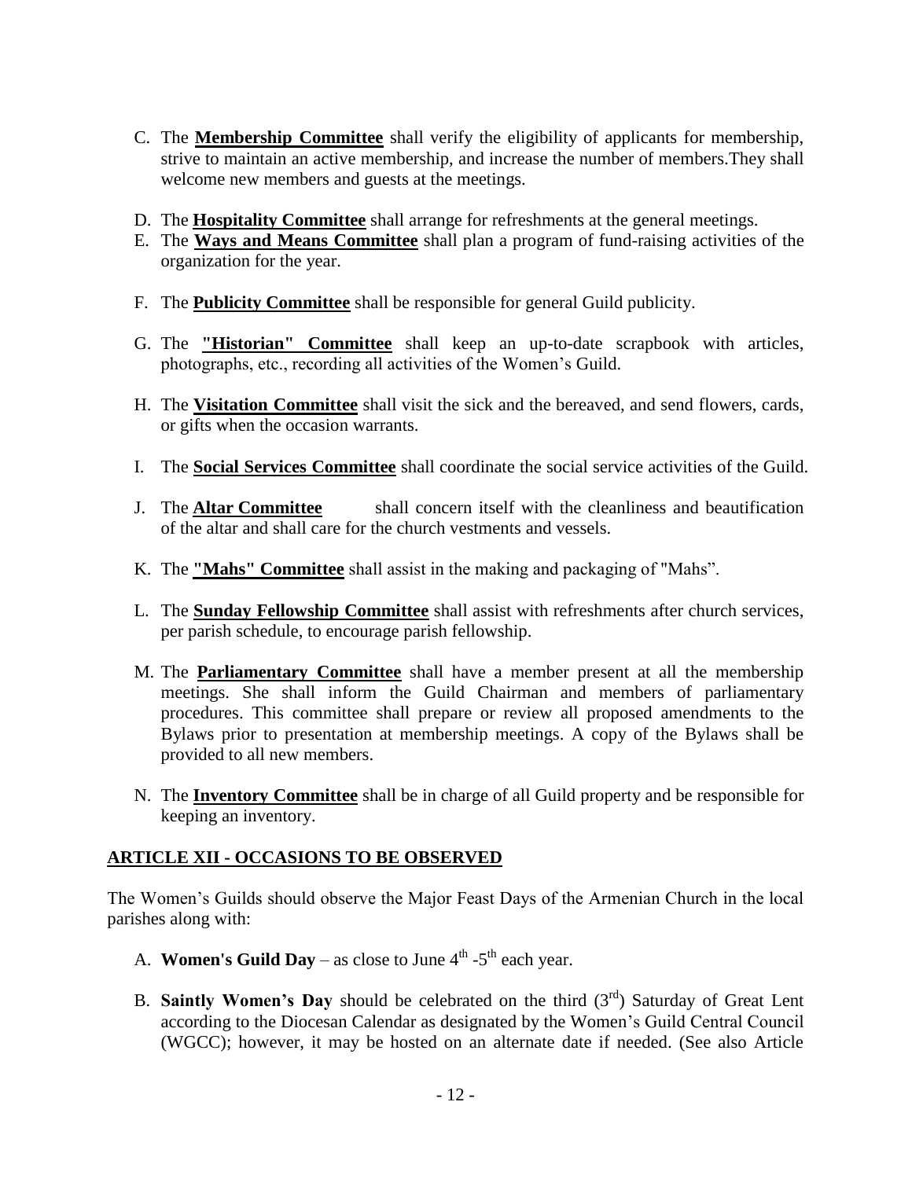C. The **Membership Committee** shall verify the eligibility of applicants for membership, strive to maintain an active membership, and increase the number of members.They shall welcome new members and guests at the meetings.

D. The **Hospitality Committee** shall arrange for refreshments at the general meetings.

E. The **Ways and Means Committee** shall plan a program of fund-raising activities of the organization for the year.

F. The **Publicity Committee** shall be responsible for general Guild publicity.

G. The **"Historian" Committee** shall keep an up-to-date scrapbook with articles, photographs, etc., recording all activities of the Women's Guild.

H. The **Visitation Committee** shall visit the sick and the bereaved, and send flowers, cards, or gifts when the occasion warrants.

I. The **Social Services Committee** shall coordinate the social service activities of the Guild.

J. The **Altar Committee** shall concern itself with the cleanliness and beautification of the altar and shall care for the church vestments and vessels.

K. The **"Mahs" Committee** shall assist in the making and packaging of "Mahs".

L. The **Sunday Fellowship Committee** shall assist with refreshments after church services, per parish schedule, to encourage parish fellowship.

M. The **Parliamentary Committee** shall have a member present at all the membership meetings. She shall inform the Guild Chairman and members of parliamentary procedures. This committee shall prepare or review all proposed amendments to the Bylaws prior to presentation at membership meetings. A copy of the Bylaws shall be provided to all new members.

N. The **Inventory Committee** shall be in charge of all Guild property and be responsible for keeping an inventory.

## ARTICLE XII - OCCASIONS TO BE OBSERVED

The Women's Guilds should observe the Major Feast Days of the Armenian Church in the local parishes along with:

A. **Women's Guild Day** – as close to June 4th -5th each year.

B. **Saintly Women's Day** should be celebrated on the third (3rd) Saturday of Great Lent according to the Diocesan Calendar as designated by the Women's Guild Central Council (WGCC); however, it may be hosted on an alternate date if needed. (See also Article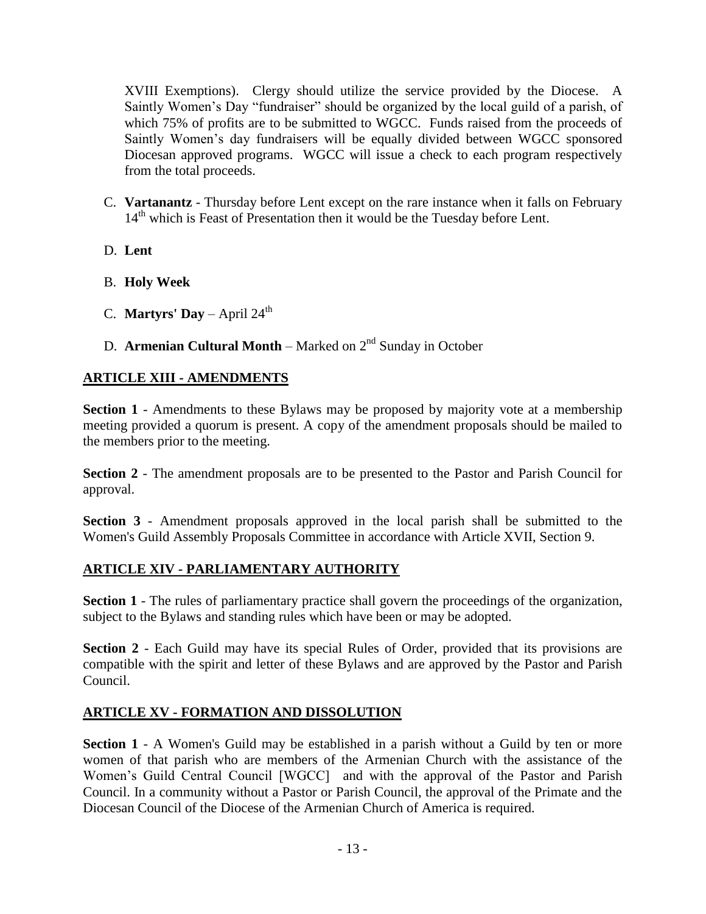XVIII Exemptions). Clergy should utilize the service provided by the Diocese. A Saintly Women's Day "fundraiser" should be organized by the local guild of a parish, of which 75% of profits are to be submitted to WGCC. Funds raised from the proceeds of Saintly Women's day fundraisers will be equally divided between WGCC sponsored Diocesan approved programs. WGCC will issue a check to each program respectively from the total proceeds.

C. **Vartanantz** - Thursday before Lent except on the rare instance when it falls on February 14th which is Feast of Presentation then it would be the Tuesday before Lent.

D. **Lent**

B. **Holy Week**

C. **Martyrs' Day** – April 24th

D. **Armenian Cultural Month** – Marked on 2nd Sunday in October

## ARTICLE XIII - AMENDMENTS

**Section 1** - Amendments to these Bylaws may be proposed by majority vote at a membership meeting provided a quorum is present. A copy of the amendment proposals should be mailed to the members prior to the meeting.

**Section 2** - The amendment proposals are to be presented to the Pastor and Parish Council for approval.

**Section 3** - Amendment proposals approved in the local parish shall be submitted to the Women's Guild Assembly Proposals Committee in accordance with Article XVII, Section 9.

## ARTICLE XIV - PARLIAMENTARY AUTHORITY

**Section 1** - The rules of parliamentary practice shall govern the proceedings of the organization, subject to the Bylaws and standing rules which have been or may be adopted.

**Section 2** - Each Guild may have its special Rules of Order, provided that its provisions are compatible with the spirit and letter of these Bylaws and are approved by the Pastor and Parish Council.

## ARTICLE XV - FORMATION AND DISSOLUTION

**Section 1** - A Women's Guild may be established in a parish without a Guild by ten or more women of that parish who are members of the Armenian Church with the assistance of the Women's Guild Central Council [WGCC] and with the approval of the Pastor and Parish Council. In a community without a Pastor or Parish Council, the approval of the Primate and the Diocesan Council of the Diocese of the Armenian Church of America is required.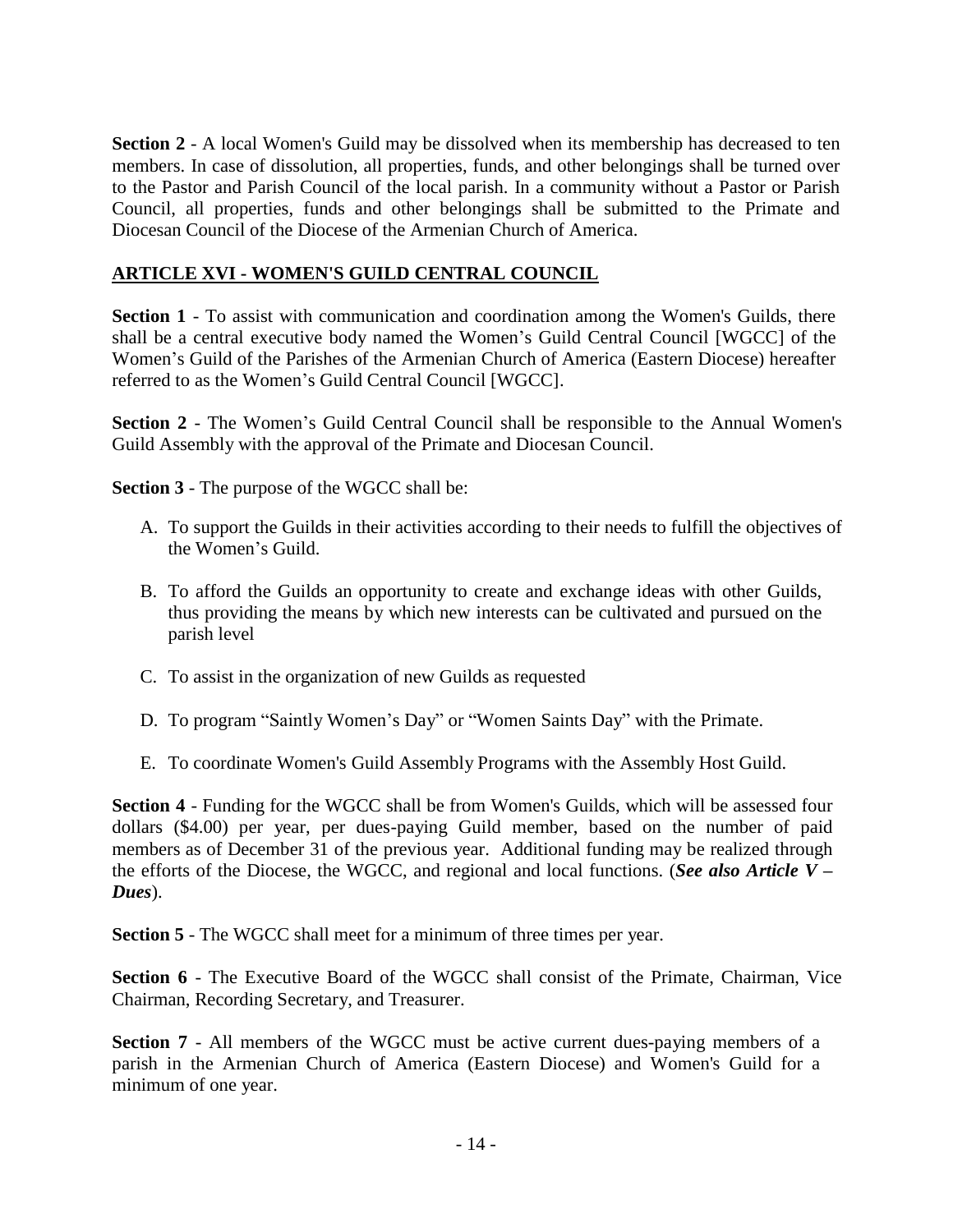**Section 2** - A local Women's Guild may be dissolved when its membership has decreased to ten members. In case of dissolution, all properties, funds, and other belongings shall be turned over to the Pastor and Parish Council of the local parish. In a community without a Pastor or Parish Council, all properties, funds and other belongings shall be submitted to the Primate and Diocesan Council of the Diocese of the Armenian Church of America.

## ARTICLE XVI - WOMEN'S GUILD CENTRAL COUNCIL

**Section 1** - To assist with communication and coordination among the Women's Guilds, there shall be a central executive body named the Women's Guild Central Council [WGCC] of the Women's Guild of the Parishes of the Armenian Church of America (Eastern Diocese) hereafter referred to as the Women's Guild Central Council [WGCC].

**Section 2** - The Women's Guild Central Council shall be responsible to the Annual Women's Guild Assembly with the approval of the Primate and Diocesan Council.

**Section 3** - The purpose of the WGCC shall be:

A. To support the Guilds in their activities according to their needs to fulfill the objectives of the Women's Guild.

B. To afford the Guilds an opportunity to create and exchange ideas with other Guilds, thus providing the means by which new interests can be cultivated and pursued on the parish level

C. To assist in the organization of new Guilds as requested

D. To program "Saintly Women's Day" or "Women Saints Day" with the Primate.

E. To coordinate Women's Guild Assembly Programs with the Assembly Host Guild.

**Section 4** - Funding for the WGCC shall be from Women's Guilds, which will be assessed four dollars ($4.00) per year, per dues-paying Guild member, based on the number of paid members as of December 31 of the previous year. Additional funding may be realized through the efforts of the Diocese, the WGCC, and regional and local functions. (***See also Article V – Dues***).

**Section 5** - The WGCC shall meet for a minimum of three times per year.

**Section 6** - The Executive Board of the WGCC shall consist of the Primate, Chairman, Vice Chairman, Recording Secretary, and Treasurer.

**Section 7** - All members of the WGCC must be active current dues-paying members of a parish in the Armenian Church of America (Eastern Diocese) and Women's Guild for a minimum of one year.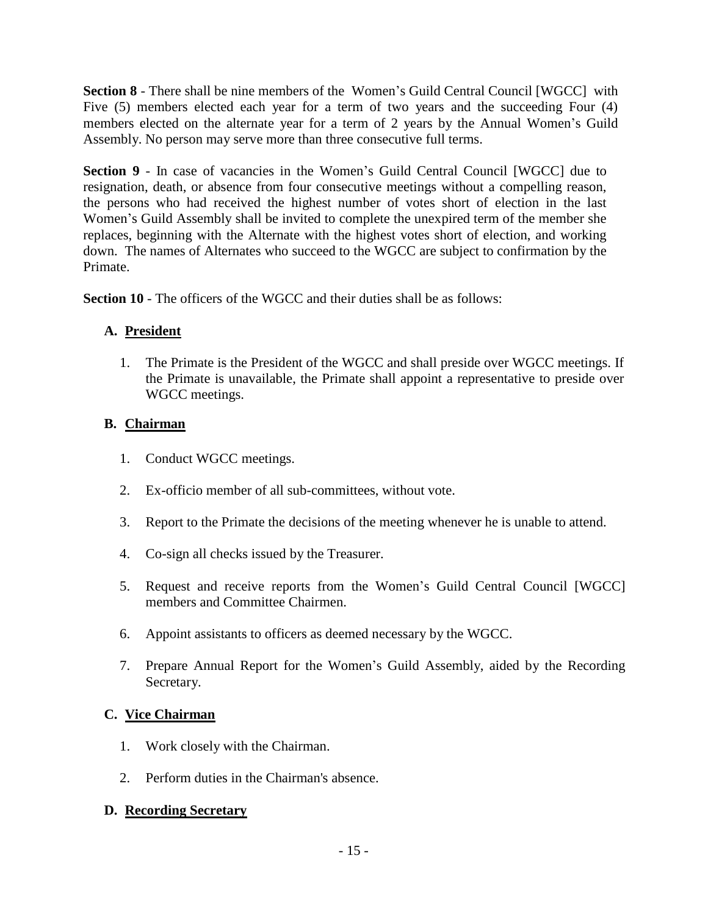**Section 8** - There shall be nine members of the Women's Guild Central Council [WGCC] with Five (5) members elected each year for a term of two years and the succeeding Four (4) members elected on the alternate year for a term of 2 years by the Annual Women's Guild Assembly. No person may serve more than three consecutive full terms.

**Section 9** - In case of vacancies in the Women's Guild Central Council [WGCC] due to resignation, death, or absence from four consecutive meetings without a compelling reason, the persons who had received the highest number of votes short of election in the last Women's Guild Assembly shall be invited to complete the unexpired term of the member she replaces, beginning with the Alternate with the highest votes short of election, and working down. The names of Alternates who succeed to the WGCC are subject to confirmation by the Primate.

**Section 10** - The officers of the WGCC and their duties shall be as follows:

**A. President**

1. The Primate is the President of the WGCC and shall preside over WGCC meetings. If the Primate is unavailable, the Primate shall appoint a representative to preside over WGCC meetings.

**B. Chairman**

1. Conduct WGCC meetings.
2. Ex-officio member of all sub-committees, without vote.
3. Report to the Primate the decisions of the meeting whenever he is unable to attend.
4. Co-sign all checks issued by the Treasurer.
5. Request and receive reports from the Women's Guild Central Council [WGCC] members and Committee Chairmen.
6. Appoint assistants to officers as deemed necessary by the WGCC.
7. Prepare Annual Report for the Women's Guild Assembly, aided by the Recording Secretary.

**C. Vice Chairman**

1. Work closely with the Chairman.
2. Perform duties in the Chairman's absence.

**D. Recording Secretary**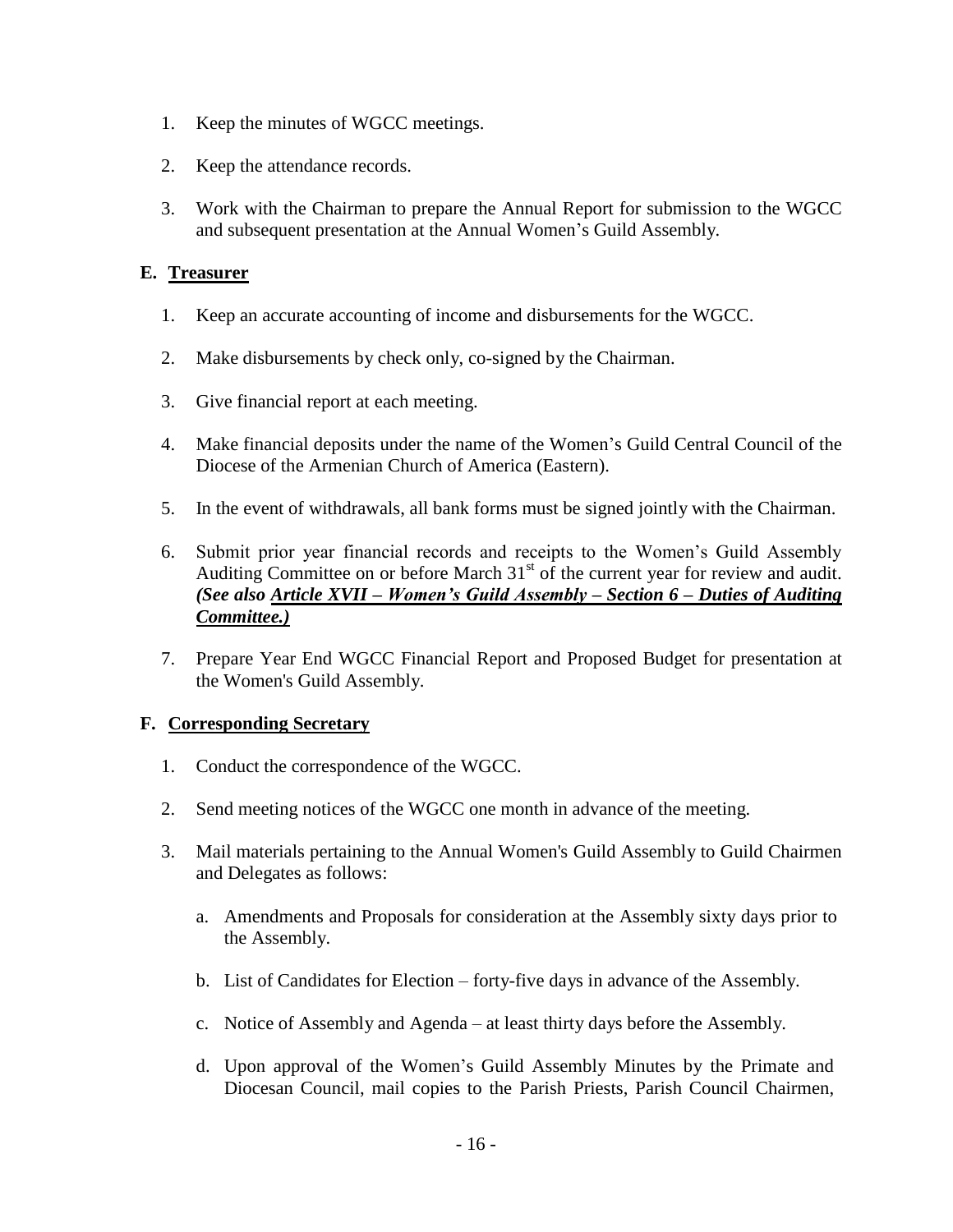1. Keep the minutes of WGCC meetings.

2. Keep the attendance records.

3. Work with the Chairman to prepare the Annual Report for submission to the WGCC and subsequent presentation at the Annual Women's Guild Assembly.

### E. Treasurer

1. Keep an accurate accounting of income and disbursements for the WGCC.

2. Make disbursements by check only, co-signed by the Chairman.

3. Give financial report at each meeting.

4. Make financial deposits under the name of the Women's Guild Central Council of the Diocese of the Armenian Church of America (Eastern).

5. In the event of withdrawals, all bank forms must be signed jointly with the Chairman.

6. Submit prior year financial records and receipts to the Women's Guild Assembly Auditing Committee on or before March 31st of the current year for review and audit. ***(See also Article XVII – Women's Guild Assembly – Section 6 – Duties of Auditing Committee.)***

7. Prepare Year End WGCC Financial Report and Proposed Budget for presentation at the Women's Guild Assembly.

### F. Corresponding Secretary

1. Conduct the correspondence of the WGCC.

2. Send meeting notices of the WGCC one month in advance of the meeting.

3. Mail materials pertaining to the Annual Women's Guild Assembly to Guild Chairmen and Delegates as follows:

   a. Amendments and Proposals for consideration at the Assembly sixty days prior to the Assembly.

   b. List of Candidates for Election – forty-five days in advance of the Assembly.

   c. Notice of Assembly and Agenda – at least thirty days before the Assembly.

   d. Upon approval of the Women's Guild Assembly Minutes by the Primate and Diocesan Council, mail copies to the Parish Priests, Parish Council Chairmen,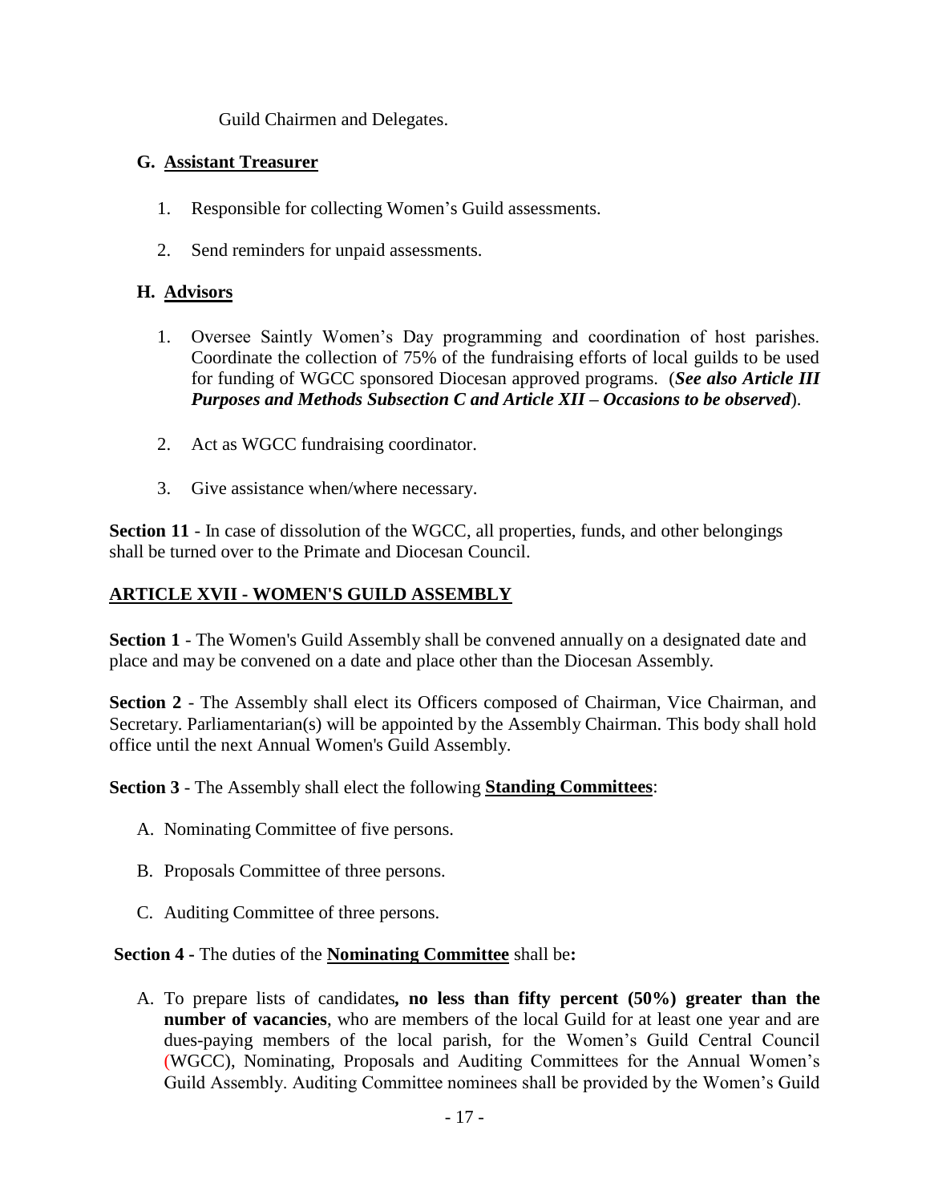Guild Chairmen and Delegates.

**G. Assistant Treasurer**

1. Responsible for collecting Women's Guild assessments.

2. Send reminders for unpaid assessments.

**H. Advisors**

1. Oversee Saintly Women's Day programming and coordination of host parishes. Coordinate the collection of 75% of the fundraising efforts of local guilds to be used for funding of WGCC sponsored Diocesan approved programs. (***See also Article III Purposes and Methods Subsection C and Article XII – Occasions to be observed***).

2. Act as WGCC fundraising coordinator.

3. Give assistance when/where necessary.

**Section 11** - In case of dissolution of the WGCC, all properties, funds, and other belongings shall be turned over to the Primate and Diocesan Council.

## ARTICLE XVII - WOMEN'S GUILD ASSEMBLY

**Section 1** - The Women's Guild Assembly shall be convened annually on a designated date and place and may be convened on a date and place other than the Diocesan Assembly.

**Section 2** - The Assembly shall elect its Officers composed of Chairman, Vice Chairman, and Secretary. Parliamentarian(s) will be appointed by the Assembly Chairman. This body shall hold office until the next Annual Women's Guild Assembly.

**Section 3** - The Assembly shall elect the following **Standing Committees**:

A. Nominating Committee of five persons.

B. Proposals Committee of three persons.

C. Auditing Committee of three persons.

**Section 4 -** The duties of the **Nominating Committee** shall be**:**

A. To prepare lists of candidates**, no less than fifty percent (50%) greater than the number of vacancies**, who are members of the local Guild for at least one year and are dues-paying members of the local parish, for the Women's Guild Central Council (WGCC), Nominating, Proposals and Auditing Committees for the Annual Women's Guild Assembly. Auditing Committee nominees shall be provided by the Women's Guild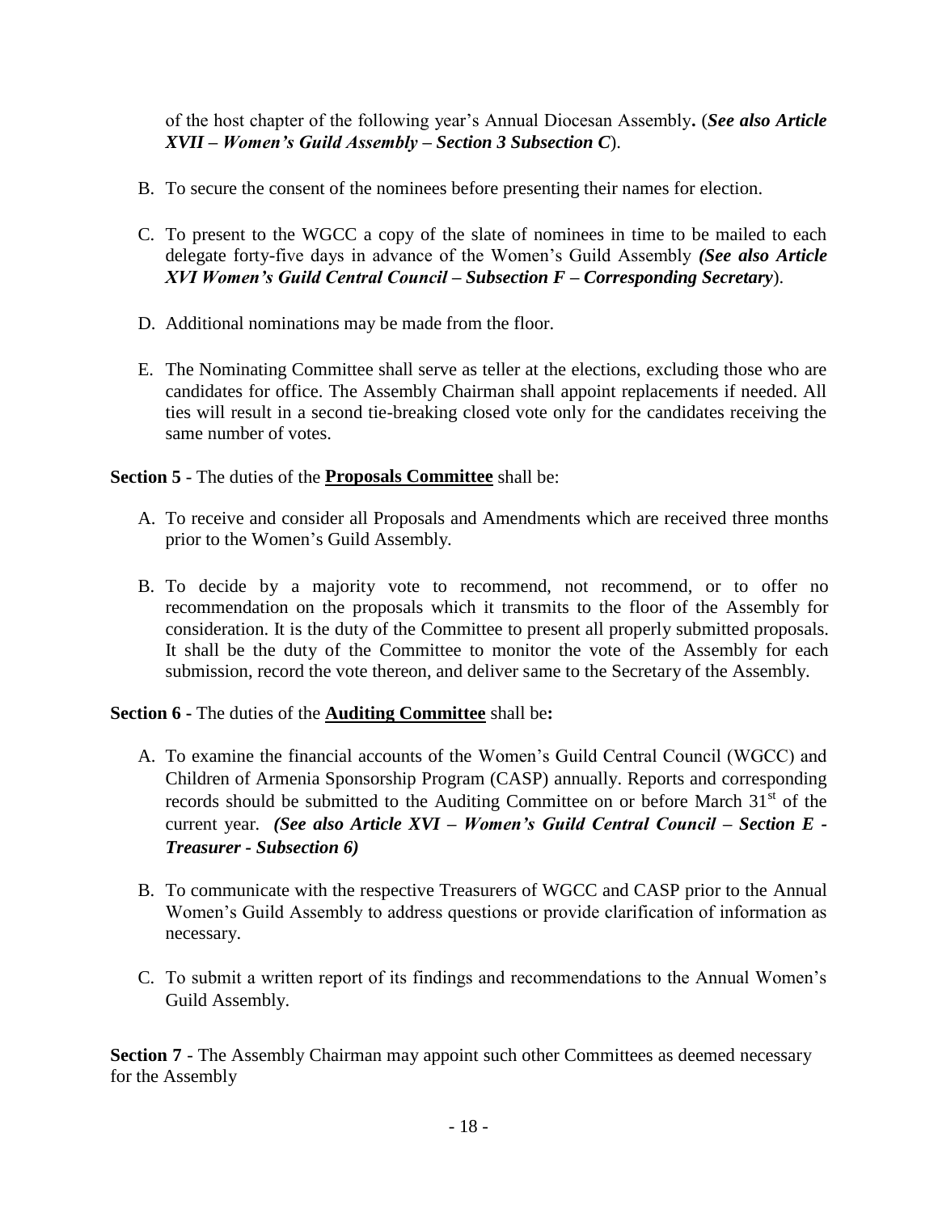of the host chapter of the following year's Annual Diocesan Assembly**.** (***See also Article XVII – Women's Guild Assembly – Section 3 Subsection C***).

B. To secure the consent of the nominees before presenting their names for election.

C. To present to the WGCC a copy of the slate of nominees in time to be mailed to each delegate forty-five days in advance of the Women's Guild Assembly ***(See also Article XVI Women's Guild Central Council – Subsection F – Corresponding Secretary***).

D. Additional nominations may be made from the floor.

E. The Nominating Committee shall serve as teller at the elections, excluding those who are candidates for office. The Assembly Chairman shall appoint replacements if needed. All ties will result in a second tie-breaking closed vote only for the candidates receiving the same number of votes.

**Section 5** - The duties of the **<u>Proposals Committee</u>** shall be:

A. To receive and consider all Proposals and Amendments which are received three months prior to the Women's Guild Assembly.

B. To decide by a majority vote to recommend, not recommend, or to offer no recommendation on the proposals which it transmits to the floor of the Assembly for consideration. It is the duty of the Committee to present all properly submitted proposals. It shall be the duty of the Committee to monitor the vote of the Assembly for each submission, record the vote thereon, and deliver same to the Secretary of the Assembly.

**Section 6 -** The duties of the **<u>Auditing Committee</u>** shall be**:**

A. To examine the financial accounts of the Women's Guild Central Council (WGCC) and Children of Armenia Sponsorship Program (CASP) annually. Reports and corresponding records should be submitted to the Auditing Committee on or before March 31st of the current year. ***(See also Article XVI – Women's Guild Central Council – Section E - Treasurer - Subsection 6)***

B. To communicate with the respective Treasurers of WGCC and CASP prior to the Annual Women's Guild Assembly to address questions or provide clarification of information as necessary.

C. To submit a written report of its findings and recommendations to the Annual Women's Guild Assembly.

**Section 7** - The Assembly Chairman may appoint such other Committees as deemed necessary for the Assembly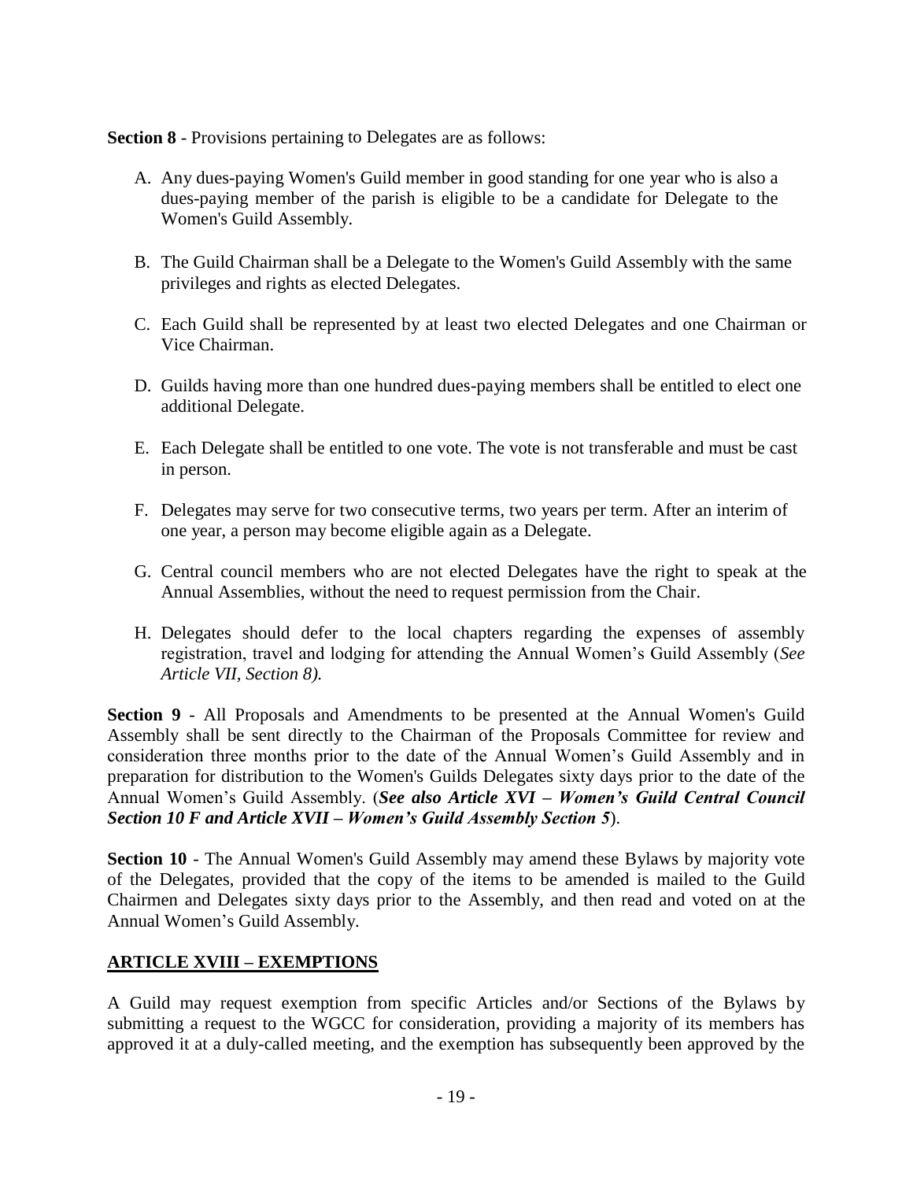**Section 8** - Provisions pertaining to Delegates are as follows:

A. Any dues-paying Women's Guild member in good standing for one year who is also a dues-paying member of the parish is eligible to be a candidate for Delegate to the Women's Guild Assembly.

B. The Guild Chairman shall be a Delegate to the Women's Guild Assembly with the same privileges and rights as elected Delegates.

C. Each Guild shall be represented by at least two elected Delegates and one Chairman or Vice Chairman.

D. Guilds having more than one hundred dues-paying members shall be entitled to elect one additional Delegate.

E. Each Delegate shall be entitled to one vote. The vote is not transferable and must be cast in person.

F. Delegates may serve for two consecutive terms, two years per term. After an interim of one year, a person may become eligible again as a Delegate.

G. Central council members who are not elected Delegates have the right to speak at the Annual Assemblies, without the need to request permission from the Chair.

H. Delegates should defer to the local chapters regarding the expenses of assembly registration, travel and lodging for attending the Annual Women's Guild Assembly (*See Article VII, Section 8).*

**Section 9** - All Proposals and Amendments to be presented at the Annual Women's Guild Assembly shall be sent directly to the Chairman of the Proposals Committee for review and consideration three months prior to the date of the Annual Women's Guild Assembly and in preparation for distribution to the Women's Guilds Delegates sixty days prior to the date of the Annual Women's Guild Assembly. (***See also Article XVI – Women's Guild Central Council Section 10 F and Article XVII – Women's Guild Assembly Section 5***).

**Section 10** - The Annual Women's Guild Assembly may amend these Bylaws by majority vote of the Delegates, provided that the copy of the items to be amended is mailed to the Guild Chairmen and Delegates sixty days prior to the Assembly, and then read and voted on at the Annual Women's Guild Assembly.

## ARTICLE XVIII – EXEMPTIONS

A Guild may request exemption from specific Articles and/or Sections of the Bylaws by submitting a request to the WGCC for consideration, providing a majority of its members has approved it at a duly-called meeting, and the exemption has subsequently been approved by the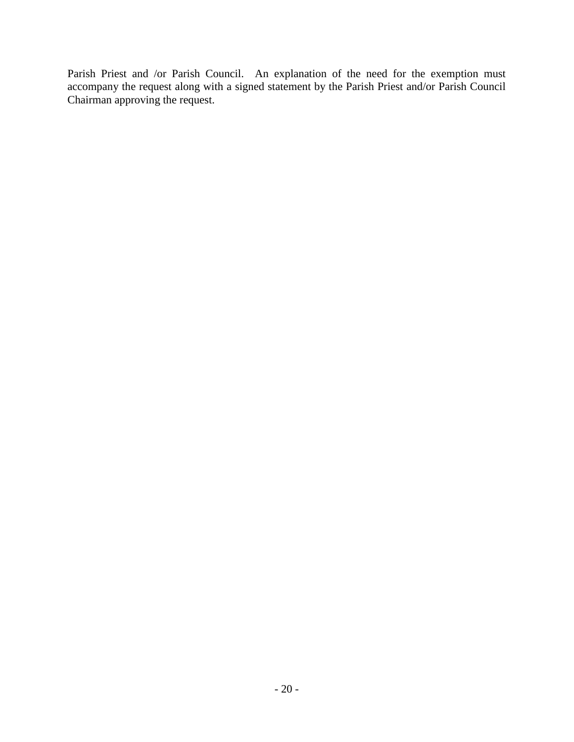Parish Priest and /or Parish Council. An explanation of the need for the exemption must accompany the request along with a signed statement by the Parish Priest and/or Parish Council Chairman approving the request.